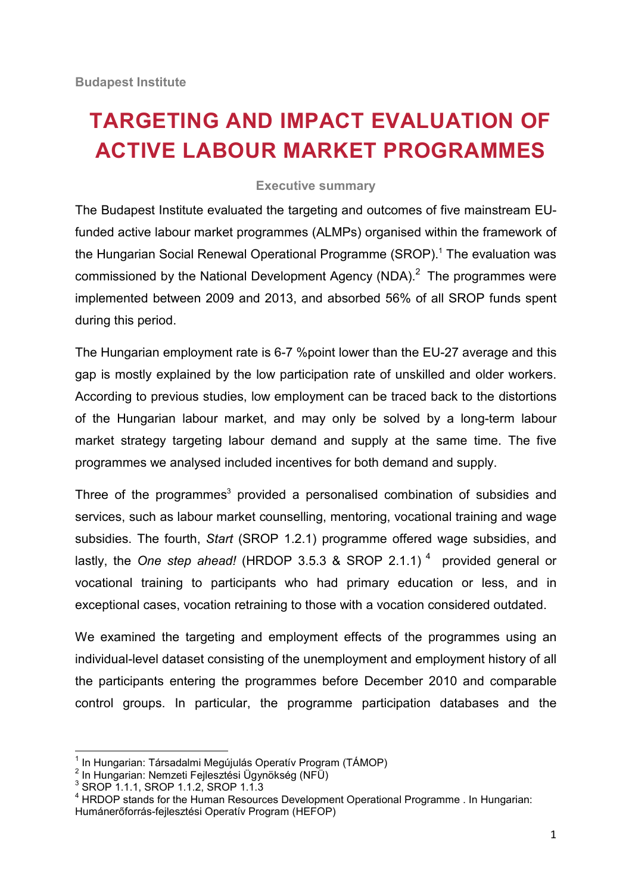Budapest Institute

# TARGETING AND IMPACT EVALUATION OF ACTIVE LABOUR MARKET PROGRAMMES

### Executive summary

The Budapest Institute evaluated the targeting and outcomes of five mainstream EU-funded active labour market programmes (ALMPs) organised within the framework of the Hungarian Social Renewal Operational Programme (SROP).[1] The evaluation was commissioned by the National Development Agency (NDA).[2] The programmes were implemented between 2009 and 2013, and absorbed 56% of all SROP funds spent during this period.

The Hungarian employment rate is 6-7 %point lower than the EU-27 average and this gap is mostly explained by the low participation rate of unskilled and older workers. According to previous studies, low employment can be traced back to the distortions of the Hungarian labour market, and may only be solved by a long-term labour market strategy targeting labour demand and supply at the same time. The five programmes we analysed included incentives for both demand and supply.

Three of the programmes[3] provided a personalised combination of subsidies and services, such as labour market counselling, mentoring, vocational training and wage subsidies. The fourth, *Start* (SROP 1.2.1) programme offered wage subsidies, and lastly, the *One step ahead!* (HRDOP 3.5.3 & SROP 2.1.1)[4] provided general or vocational training to participants who had primary education or less, and in exceptional cases, vocation retraining to those with a vocation considered outdated.

We examined the targeting and employment effects of the programmes using an individual-level dataset consisting of the unemployment and employment history of all the participants entering the programmes before December 2010 and comparable control groups. In particular, the programme participation databases and the

---

[1] In Hungarian: Társadalmi Megújulás Operatív Program (TÁMOP)

[2] In Hungarian: Nemzeti Fejlesztési Ügynökség (NFÜ)

[3] SROP 1.1.1, SROP 1.1.2, SROP 1.1.3

[4] HRDOP stands for the Human Resources Development Operational Programme . In Hungarian: Humánerőforrás-fejlesztési Operatív Program (HEFOP)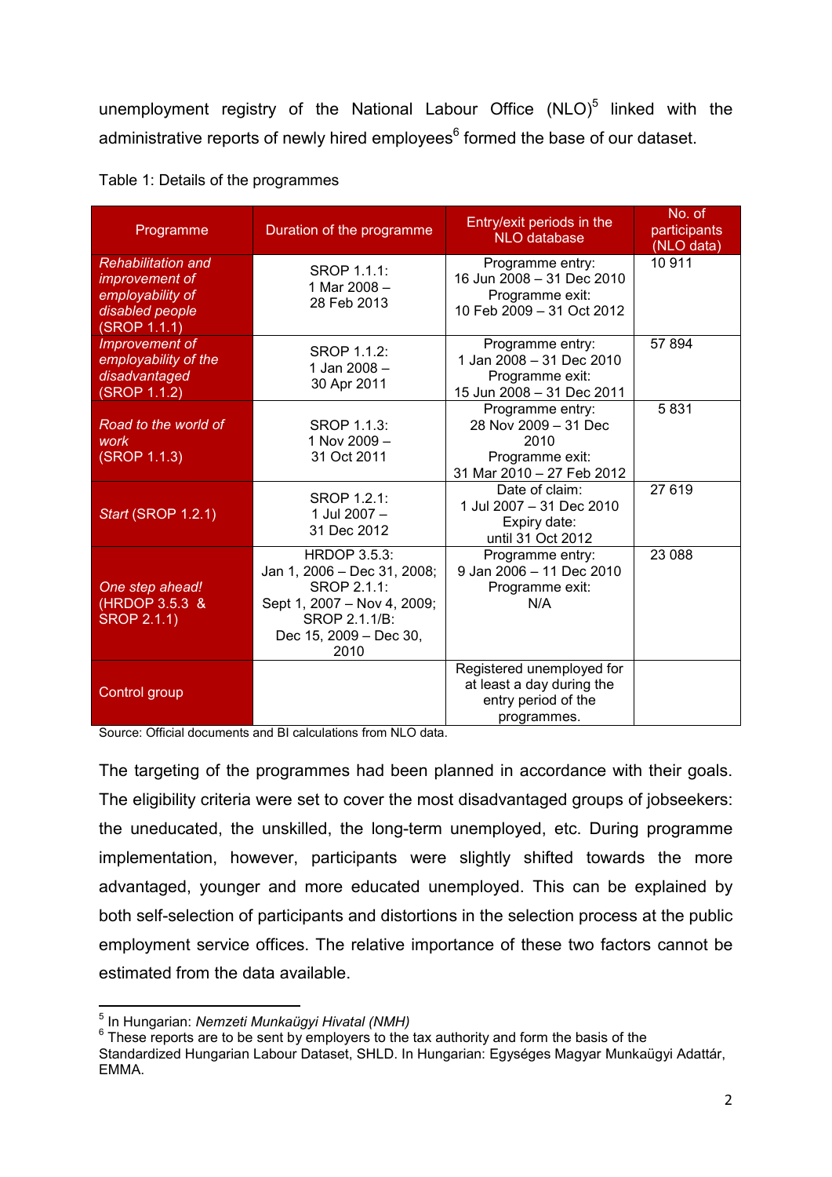unemployment registry of the National Labour Office (NLO)[5] linked with the administrative reports of newly hired employees[6] formed the base of our dataset.

Table 1: Details of the programmes

| Programme | Duration of the programme | Entry/exit periods in the NLO database | No. of participants (NLO data) |
|---|---|---|---|
| *Rehabilitation and improvement of employability of disabled people* (SROP 1.1.1) | SROP 1.1.1: 1 Mar 2008 – 28 Feb 2013 | Programme entry: 16 Jun 2008 – 31 Dec 2010 Programme exit: 10 Feb 2009 – 31 Oct 2012 | 10 911 |
| *Improvement of employability of the disadvantaged* (SROP 1.1.2) | SROP 1.1.2: 1 Jan 2008 – 30 Apr 2011 | Programme entry: 1 Jan 2008 – 31 Dec 2010 Programme exit: 15 Jun 2008 – 31 Dec 2011 | 57 894 |
| *Road to the world of work* (SROP 1.1.3) | SROP 1.1.3: 1 Nov 2009 – 31 Oct 2011 | Programme entry: 28 Nov 2009 – 31 Dec 2010 Programme exit: 31 Mar 2010 – 27 Feb 2012 | 5 831 |
| *Start* (SROP 1.2.1) | SROP 1.2.1: 1 Jul 2007 – 31 Dec 2012 | Date of claim: 1 Jul 2007 – 31 Dec 2010 Expiry date: until 31 Oct 2012 | 27 619 |
| *One step ahead!* (HRDOP 3.5.3 & SROP 2.1.1) | HRDOP 3.5.3: Jan 1, 2006 – Dec 31, 2008; SROP 2.1.1: Sept 1, 2007 – Nov 4, 2009; SROP 2.1.1/B: Dec 15, 2009 – Dec 30, 2010 | Programme entry: 9 Jan 2006 – 11 Dec 2010 Programme exit: N/A | 23 088 |
| Control group | | Registered unemployed for at least a day during the entry period of the programmes. | |

Source: Official documents and BI calculations from NLO data.

The targeting of the programmes had been planned in accordance with their goals. The eligibility criteria were set to cover the most disadvantaged groups of jobseekers: the uneducated, the unskilled, the long-term unemployed, etc. During programme implementation, however, participants were slightly shifted towards the more advantaged, younger and more educated unemployed. This can be explained by both self-selection of participants and distortions in the selection process at the public employment service offices. The relative importance of these two factors cannot be estimated from the data available.

---

[5] In Hungarian: *Nemzeti Munkaügyi Hivatal (NMH)*

[6] These reports are to be sent by employers to the tax authority and form the basis of the Standardized Hungarian Labour Dataset, SHLD. In Hungarian: Egységes Magyar Munkaügyi Adattár, EMMA.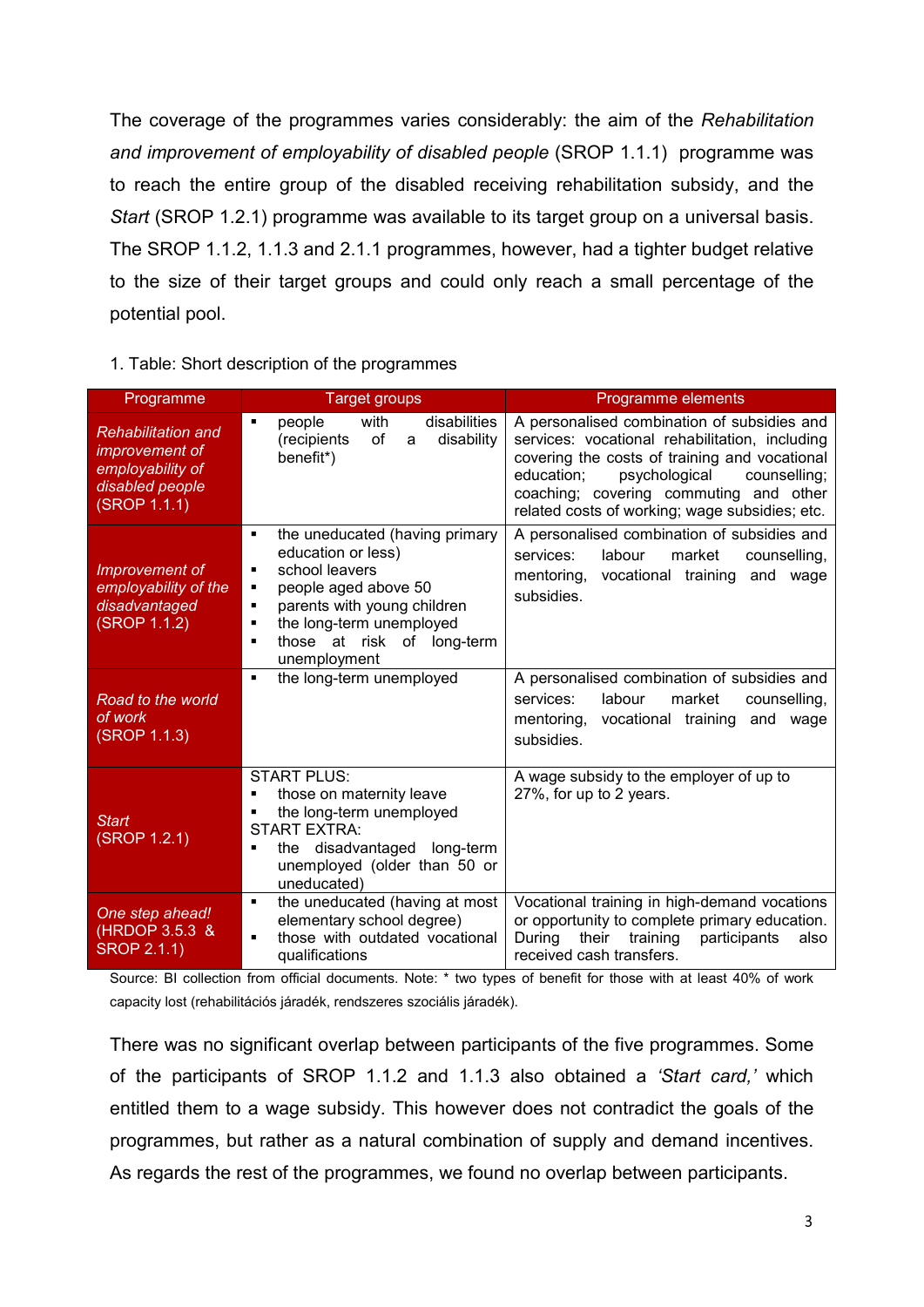The coverage of the programmes varies considerably: the aim of the *Rehabilitation and improvement of employability of disabled people* (SROP 1.1.1) programme was to reach the entire group of the disabled receiving rehabilitation subsidy, and the *Start* (SROP 1.2.1) programme was available to its target group on a universal basis. The SROP 1.1.2, 1.1.3 and 2.1.1 programmes, however, had a tighter budget relative to the size of their target groups and could only reach a small percentage of the potential pool.

1. Table: Short description of the programmes

| Programme | Target groups | Programme elements |
|---|---|---|
| *Rehabilitation and improvement of employability of disabled people* (SROP 1.1.1) | ▪ people with disabilities (recipients of a disability benefit*) | A personalised combination of subsidies and services: vocational rehabilitation, including covering the costs of training and vocational education; psychological counselling; coaching; covering commuting and other related costs of working; wage subsidies; etc. |
| *Improvement of employability of the disadvantaged* (SROP 1.1.2) | ▪ the uneducated (having primary education or less)<br>▪ school leavers<br>▪ people aged above 50<br>▪ parents with young children<br>▪ the long-term unemployed<br>▪ those at risk of long-term unemployment | A personalised combination of subsidies and services: labour market counselling, mentoring, vocational training and wage subsidies. |
| *Road to the world of work* (SROP 1.1.3) | ▪ the long-term unemployed | A personalised combination of subsidies and services: labour market counselling, mentoring, vocational training and wage subsidies. |
| *Start* (SROP 1.2.1) | START PLUS:<br>▪ those on maternity leave<br>▪ the long-term unemployed<br>START EXTRA:<br>▪ the disadvantaged long-term unemployed (older than 50 or uneducated) | A wage subsidy to the employer of up to 27%, for up to 2 years. |
| *One step ahead!* (HRDOP 3.5.3 & SROP 2.1.1) | ▪ the uneducated (having at most elementary school degree)<br>▪ those with outdated vocational qualifications | Vocational training in high-demand vocations or opportunity to complete primary education. During their training participants also received cash transfers. |

Source: BI collection from official documents. Note: * two types of benefit for those with at least 40% of work capacity lost (rehabilitációs járadék, rendszeres szociális járadék).

There was no significant overlap between participants of the five programmes. Some of the participants of SROP 1.1.2 and 1.1.3 also obtained a *'Start card,'* which entitled them to a wage subsidy. This however does not contradict the goals of the programmes, but rather as a natural combination of supply and demand incentives. As regards the rest of the programmes, we found no overlap between participants.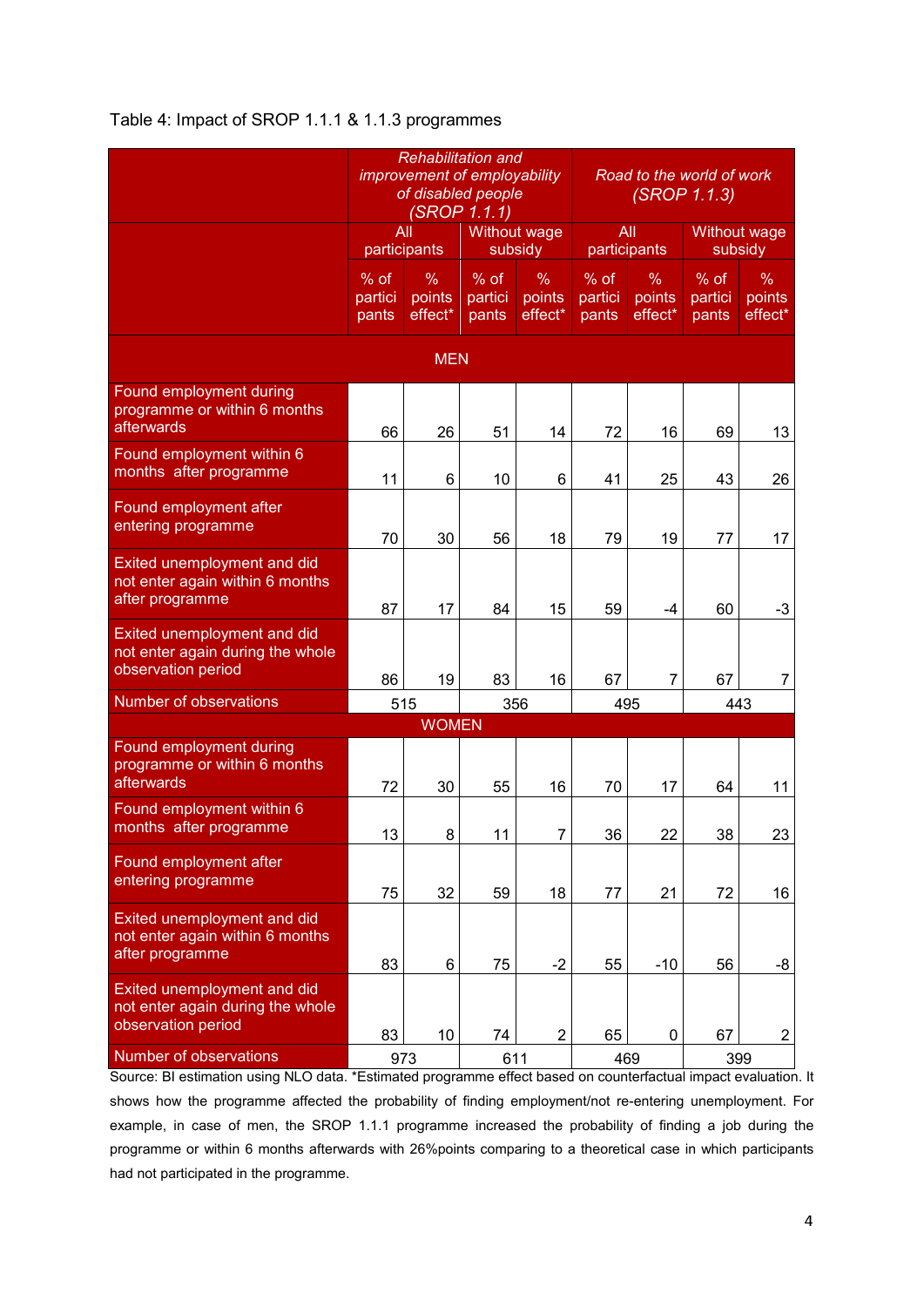Table 4: Impact of SROP 1.1.1 & 1.1.3 programmes

| | *Rehabilitation and improvement of employability of disabled people (SROP 1.1.1)* | | | | *Road to the world of work (SROP 1.1.3)* | | | |
|---|---|---|---|---|---|---|---|---|
| | All participants | | Without wage subsidy | | All participants | | Without wage subsidy | |
| | % of participants | % points effect* | % of participants | % points effect* | % of participants | % points effect* | % of participants | % points effect* |
| **MEN** | | | | | | | | |
| Found employment during programme or within 6 months afterwards | 66 | 26 | 51 | 14 | 72 | 16 | 69 | 13 |
| Found employment within 6 months after programme | 11 | 6 | 10 | 6 | 41 | 25 | 43 | 26 |
| Found employment after entering programme | 70 | 30 | 56 | 18 | 79 | 19 | 77 | 17 |
| Exited unemployment and did not enter again within 6 months after programme | 87 | 17 | 84 | 15 | 59 | -4 | 60 | -3 |
| Exited unemployment and did not enter again during the whole observation period | 86 | 19 | 83 | 16 | 67 | 7 | 67 | 7 |
| Number of observations | 515 | | 356 | | 495 | | 443 | |
| **WOMEN** | | | | | | | | |
| Found employment during programme or within 6 months afterwards | 72 | 30 | 55 | 16 | 70 | 17 | 64 | 11 |
| Found employment within 6 months after programme | 13 | 8 | 11 | 7 | 36 | 22 | 38 | 23 |
| Found employment after entering programme | 75 | 32 | 59 | 18 | 77 | 21 | 72 | 16 |
| Exited unemployment and did not enter again within 6 months after programme | 83 | 6 | 75 | -2 | 55 | -10 | 56 | -8 |
| Exited unemployment and did not enter again during the whole observation period | 83 | 10 | 74 | 2 | 65 | 0 | 67 | 2 |
| Number of observations | 973 | | 611 | | 469 | | 399 | |

Source: BI estimation using NLO data. *Estimated programme effect based on counterfactual impact evaluation. It shows how the programme affected the probability of finding employment/not re-entering unemployment. For example, in case of men, the SROP 1.1.1 programme increased the probability of finding a job during the programme or within 6 months afterwards with 26%points comparing to a theoretical case in which participants had not participated in the programme.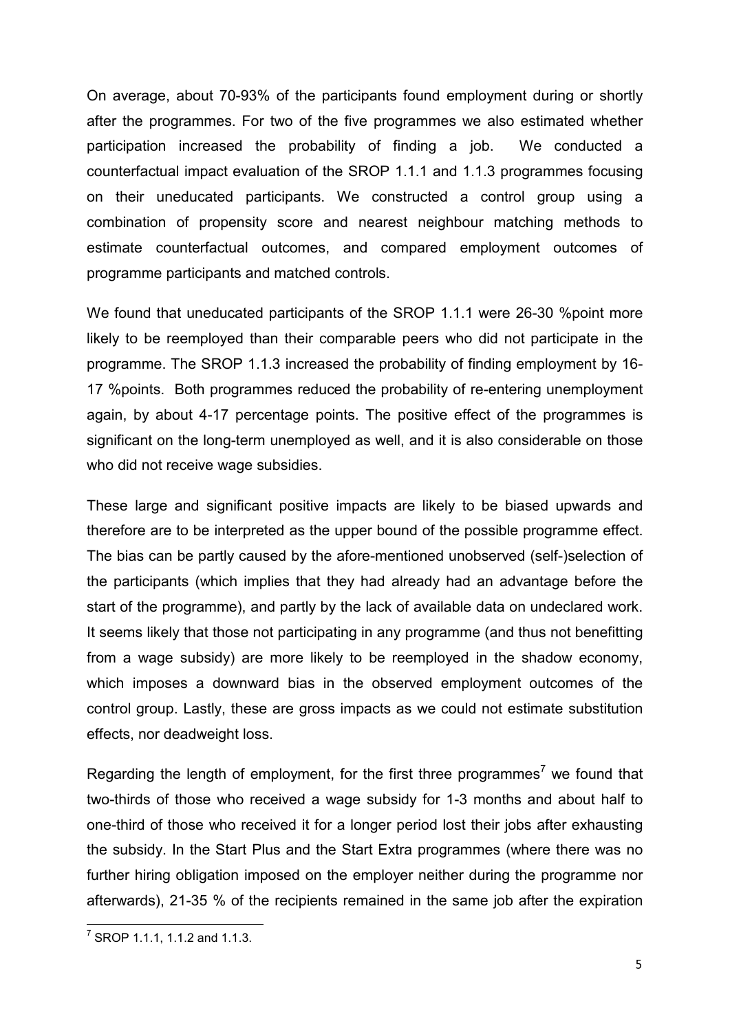On average, about 70-93% of the participants found employment during or shortly after the programmes. For two of the five programmes we also estimated whether participation increased the probability of finding a job. We conducted a counterfactual impact evaluation of the SROP 1.1.1 and 1.1.3 programmes focusing on their uneducated participants. We constructed a control group using a combination of propensity score and nearest neighbour matching methods to estimate counterfactual outcomes, and compared employment outcomes of programme participants and matched controls.

We found that uneducated participants of the SROP 1.1.1 were 26-30 %point more likely to be reemployed than their comparable peers who did not participate in the programme. The SROP 1.1.3 increased the probability of finding employment by 16-17 %points. Both programmes reduced the probability of re-entering unemployment again, by about 4-17 percentage points. The positive effect of the programmes is significant on the long-term unemployed as well, and it is also considerable on those who did not receive wage subsidies.

These large and significant positive impacts are likely to be biased upwards and therefore are to be interpreted as the upper bound of the possible programme effect. The bias can be partly caused by the afore-mentioned unobserved (self-)selection of the participants (which implies that they had already had an advantage before the start of the programme), and partly by the lack of available data on undeclared work. It seems likely that those not participating in any programme (and thus not benefitting from a wage subsidy) are more likely to be reemployed in the shadow economy, which imposes a downward bias in the observed employment outcomes of the control group. Lastly, these are gross impacts as we could not estimate substitution effects, nor deadweight loss.

Regarding the length of employment, for the first three programmes[7] we found that two-thirds of those who received a wage subsidy for 1-3 months and about half to one-third of those who received it for a longer period lost their jobs after exhausting the subsidy. In the Start Plus and the Start Extra programmes (where there was no further hiring obligation imposed on the employer neither during the programme nor afterwards), 21-35 % of the recipients remained in the same job after the expiration

[7] SROP 1.1.1, 1.1.2 and 1.1.3.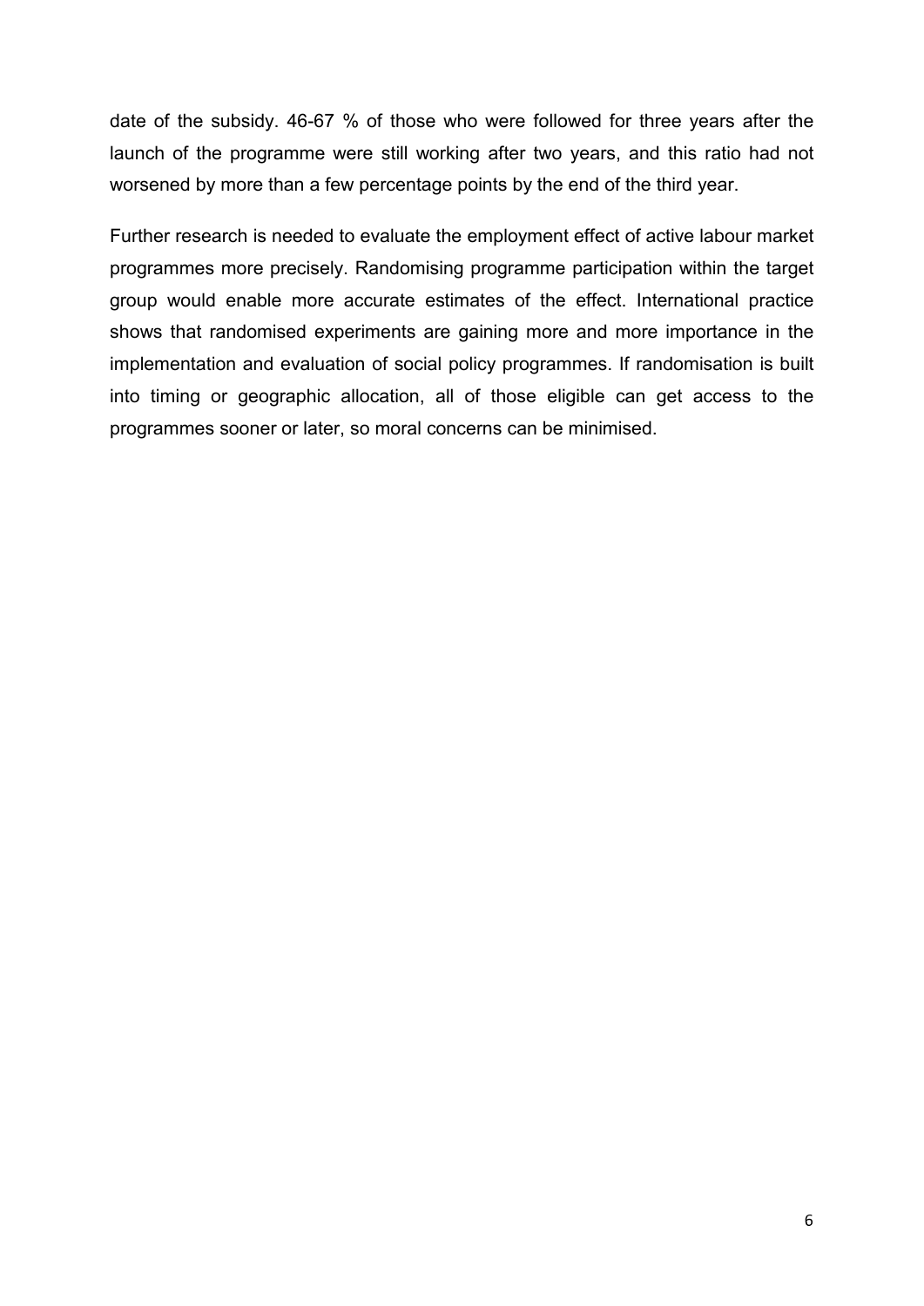date of the subsidy. 46-67 % of those who were followed for three years after the launch of the programme were still working after two years, and this ratio had not worsened by more than a few percentage points by the end of the third year.

Further research is needed to evaluate the employment effect of active labour market programmes more precisely. Randomising programme participation within the target group would enable more accurate estimates of the effect. International practice shows that randomised experiments are gaining more and more importance in the implementation and evaluation of social policy programmes. If randomisation is built into timing or geographic allocation, all of those eligible can get access to the programmes sooner or later, so moral concerns can be minimised.